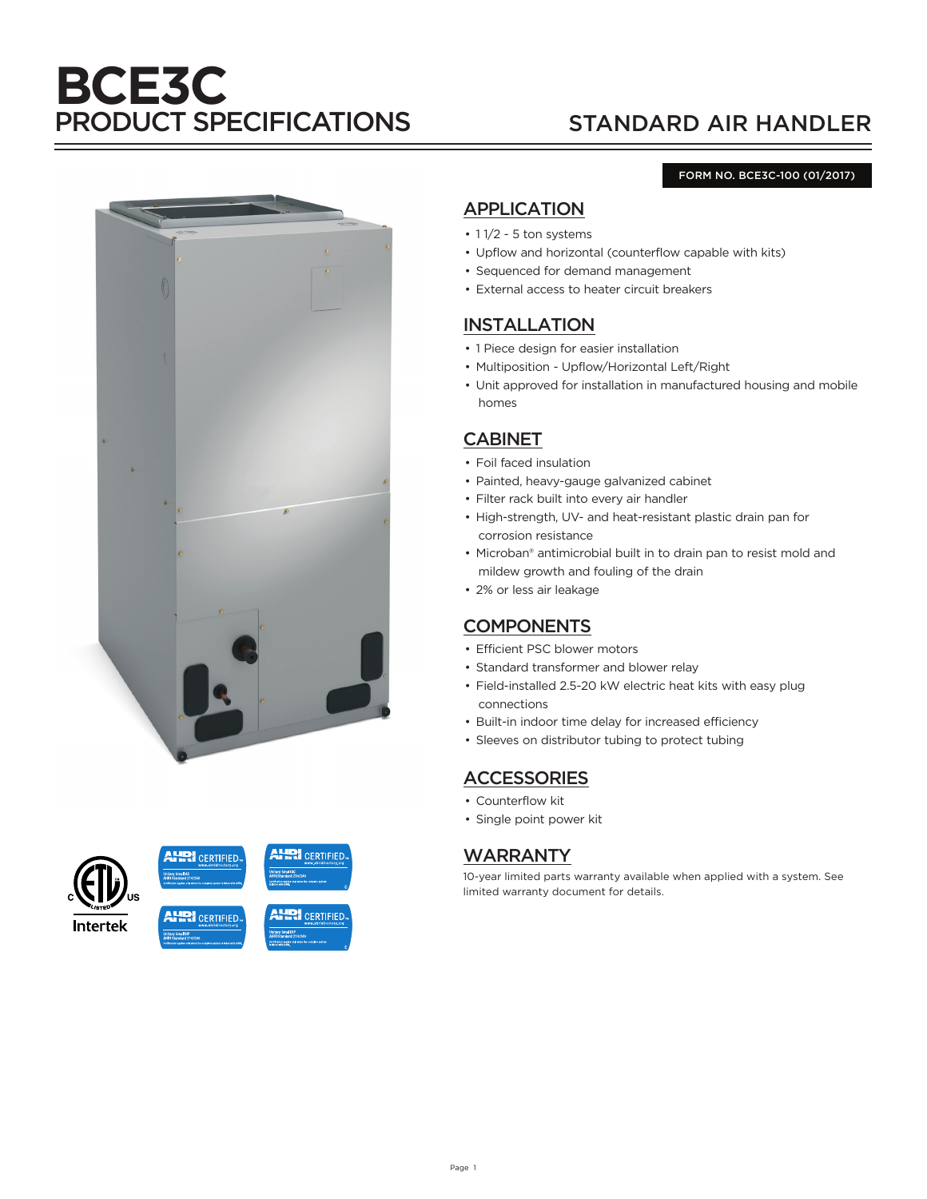# BCE3C
## PRODUCT SPECIFICATIONS

## STANDARD AIR HANDLER

FORM NO. BCE3C-100 (01/2017)

### APPLICATION

- 1 1/2 - 5 ton systems
- Upflow and horizontal (counterflow capable with kits)
- Sequenced for demand management
- External access to heater circuit breakers

### INSTALLATION

- 1 Piece design for easier installation
- Multiposition - Upflow/Horizontal Left/Right
- Unit approved for installation in manufactured housing and mobile homes

### CABINET

- Foil faced insulation
- Painted, heavy-gauge galvanized cabinet
- Filter rack built into every air handler
- High-strength, UV- and heat-resistant plastic drain pan for corrosion resistance
- Microban® antimicrobial built in to drain pan to resist mold and mildew growth and fouling of the drain
- 2% or less air leakage

### COMPONENTS

- Efficient PSC blower motors
- Standard transformer and blower relay
- Field-installed 2.5-20 kW electric heat kits with easy plug connections
- Built-in indoor time delay for increased efficiency
- Sleeves on distributor tubing to protect tubing

### ACCESSORIES

- Counterflow kit
- Single point power kit

### WARRANTY

10-year limited parts warranty available when applied with a system. See limited warranty document for details.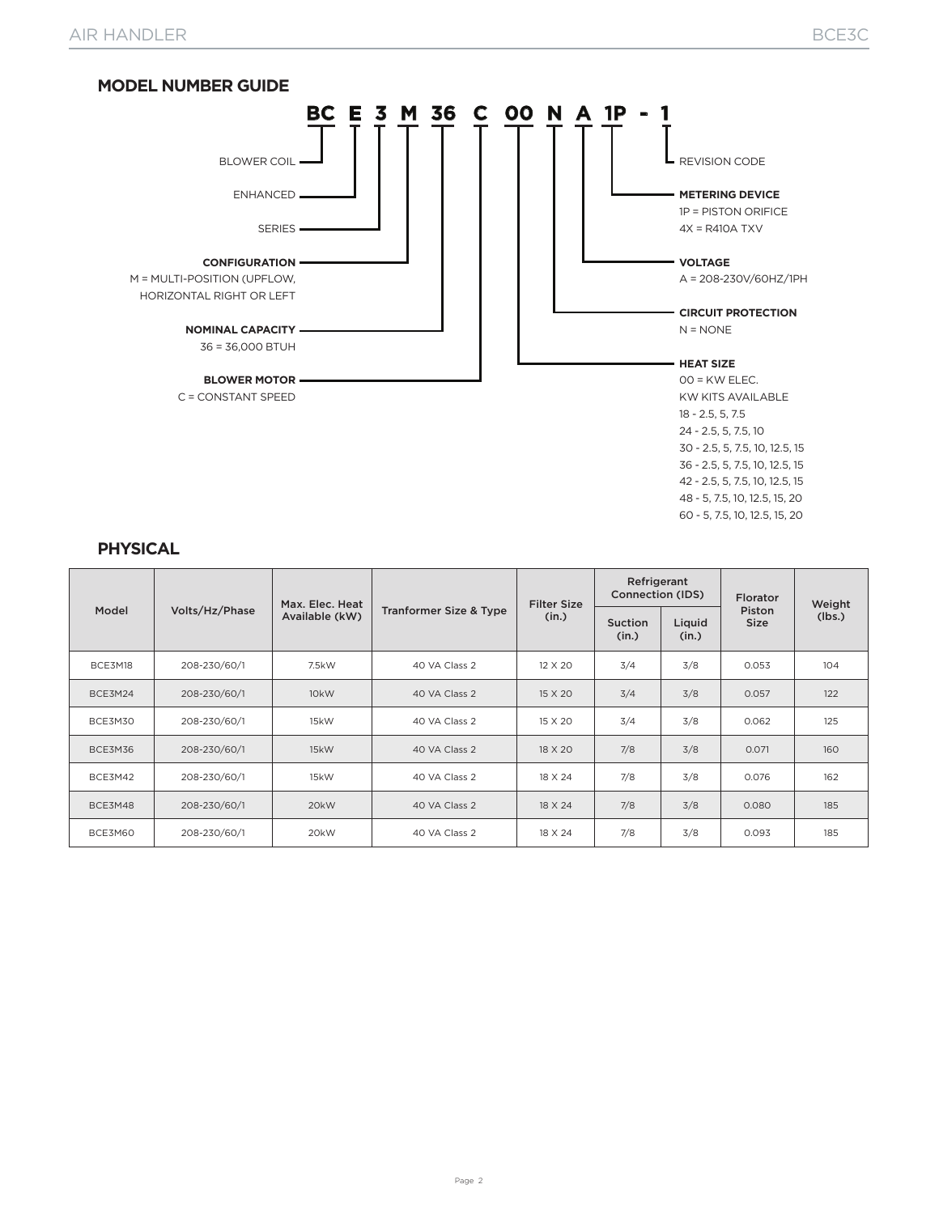## MODEL NUMBER GUIDE

**BC E 3 M 36 C 00 N A 1P - 1**

- BLOWER COIL
- ENHANCED
- SERIES
- **CONFIGURATION**
  M = MULTI-POSITION (UPFLOW, HORIZONTAL RIGHT OR LEFT
- **NOMINAL CAPACITY**
  36 = 36,000 BTUH
- **BLOWER MOTOR**
  C = CONSTANT SPEED
- **HEAT SIZE**
  00 = KW ELEC.
  KW KITS AVAILABLE
  18 - 2.5, 5, 7.5
  24 - 2.5, 5, 7.5, 10
  30 - 2.5, 5, 7.5, 10, 12.5, 15
  36 - 2.5, 5, 7.5, 10, 12.5, 15
  42 - 2.5, 5, 7.5, 10, 12.5, 15
  48 - 5, 7.5, 10, 12.5, 15, 20
  60 - 5, 7.5, 10, 12.5, 15, 20
- **CIRCUIT PROTECTION**
  N = NONE
- **VOLTAGE**
  A = 208-230V/60HZ/1PH
- **METERING DEVICE**
  1P = PISTON ORIFICE
  4X = R410A TXV
- REVISION CODE

## PHYSICAL

| Model | Volts/Hz/Phase | Max. Elec. Heat Available (kW) | Tranformer Size & Type | Filter Size (in.) | Refrigerant Connection (IDS) | | Florator Piston Size | Weight (lbs.) |
|---|---|---|---|---|---|---|---|---|
| | | | | | Suction (in.) | Liquid (in.) | | |
| BCE3M18 | 208-230/60/1 | 7.5kW | 40 VA Class 2 | 12 X 20 | 3/4 | 3/8 | 0.053 | 104 |
| BCE3M24 | 208-230/60/1 | 10kW | 40 VA Class 2 | 15 X 20 | 3/4 | 3/8 | 0.057 | 122 |
| BCE3M30 | 208-230/60/1 | 15kW | 40 VA Class 2 | 15 X 20 | 3/4 | 3/8 | 0.062 | 125 |
| BCE3M36 | 208-230/60/1 | 15kW | 40 VA Class 2 | 18 X 20 | 7/8 | 3/8 | 0.071 | 160 |
| BCE3M42 | 208-230/60/1 | 15kW | 40 VA Class 2 | 18 X 24 | 7/8 | 3/8 | 0.076 | 162 |
| BCE3M48 | 208-230/60/1 | 20kW | 40 VA Class 2 | 18 X 24 | 7/8 | 3/8 | 0.080 | 185 |
| BCE3M60 | 208-230/60/1 | 20kW | 40 VA Class 2 | 18 X 24 | 7/8 | 3/8 | 0.093 | 185 |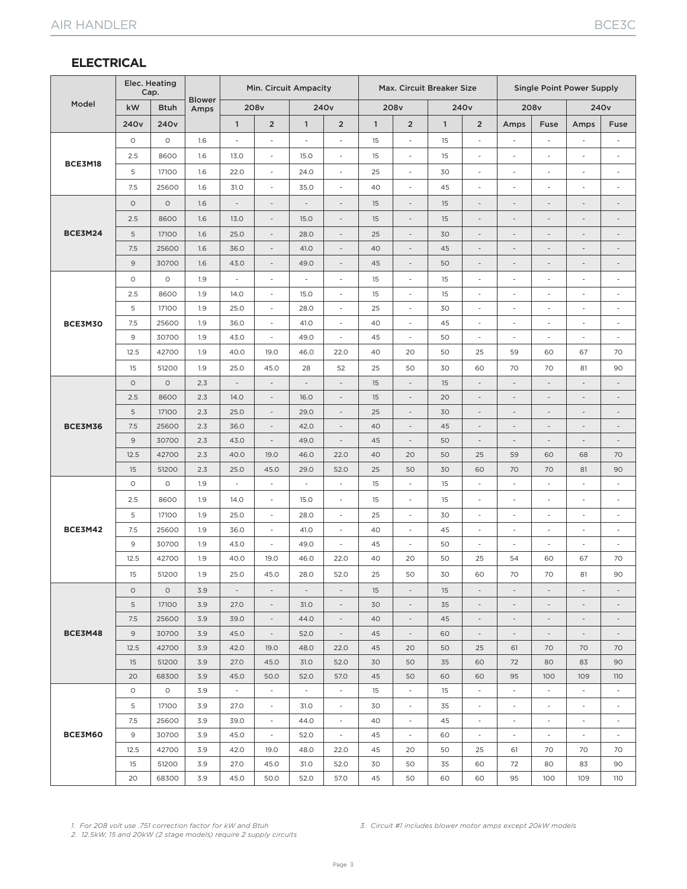## ELECTRICAL

| Model | Elec. Heating Cap. | | Blower Amps | Min. Circuit Ampacity | | | | Max. Circuit Breaker Size | | | | Single Point Power Supply | | | |
|---|---|---|---|---|---|---|---|---|---|---|---|---|---|---|---|
| | kW | Btuh | | 208v | | 240v | | 208v | | 240v | | 208v | | 240v | |
| | 240v | 240v | | 1 | 2 | 1 | 2 | 1 | 2 | 1 | 2 | Amps | Fuse | Amps | Fuse |
| BCE3M18 | 0 | 0 | 1.6 | - | - | - | - | 15 | - | 15 | - | - | - | - | - |
| | 2.5 | 8600 | 1.6 | 13.0 | - | 15.0 | - | 15 | - | 15 | - | - | - | - | - |
| | 5 | 17100 | 1.6 | 22.0 | - | 24.0 | - | 25 | - | 30 | - | - | - | - | - |
| | 7.5 | 25600 | 1.6 | 31.0 | - | 35.0 | - | 40 | - | 45 | - | - | - | - | - |
| BCE3M24 | 0 | 0 | 1.6 | - | - | - | - | 15 | - | 15 | - | - | - | - | - |
| | 2.5 | 8600 | 1.6 | 13.0 | - | 15.0 | - | 15 | - | 15 | - | - | - | - | - |
| | 5 | 17100 | 1.6 | 25.0 | - | 28.0 | - | 25 | - | 30 | - | - | - | - | - |
| | 7.5 | 25600 | 1.6 | 36.0 | - | 41.0 | - | 40 | - | 45 | - | - | - | - | - |
| | 9 | 30700 | 1.6 | 43.0 | - | 49.0 | - | 45 | - | 50 | - | - | - | - | - |
| BCE3M30 | 0 | 0 | 1.9 | - | - | - | - | 15 | - | 15 | - | - | - | - | - |
| | 2.5 | 8600 | 1.9 | 14.0 | - | 15.0 | - | 15 | - | 15 | - | - | - | - | - |
| | 5 | 17100 | 1.9 | 25.0 | - | 28.0 | - | 25 | - | 30 | - | - | - | - | - |
| | 7.5 | 25600 | 1.9 | 36.0 | - | 41.0 | - | 40 | - | 45 | - | - | - | - | - |
| | 9 | 30700 | 1.9 | 43.0 | - | 49.0 | - | 45 | - | 50 | - | - | - | - | - |
| | 12.5 | 42700 | 1.9 | 40.0 | 19.0 | 46.0 | 22.0 | 40 | 20 | 50 | 25 | 59 | 60 | 67 | 70 |
| | 15 | 51200 | 1.9 | 25.0 | 45.0 | 28 | 52 | 25 | 50 | 30 | 60 | 70 | 70 | 81 | 90 |
| BCE3M36 | 0 | 0 | 2.3 | - | - | - | - | 15 | - | 15 | - | - | - | - | - |
| | 2.5 | 8600 | 2.3 | 14.0 | - | 16.0 | - | 15 | - | 20 | - | - | - | - | - |
| | 5 | 17100 | 2.3 | 25.0 | - | 29.0 | - | 25 | - | 30 | - | - | - | - | - |
| | 7.5 | 25600 | 2.3 | 36.0 | - | 42.0 | - | 40 | - | 45 | - | - | - | - | - |
| | 9 | 30700 | 2.3 | 43.0 | - | 49.0 | - | 45 | - | 50 | - | - | - | - | - |
| | 12.5 | 42700 | 2.3 | 40.0 | 19.0 | 46.0 | 22.0 | 40 | 20 | 50 | 25 | 59 | 60 | 68 | 70 |
| | 15 | 51200 | 2.3 | 25.0 | 45.0 | 29.0 | 52.0 | 25 | 50 | 30 | 60 | 70 | 70 | 81 | 90 |
| BCE3M42 | 0 | 0 | 1.9 | - | - | - | - | 15 | - | 15 | - | - | - | - | - |
| | 2.5 | 8600 | 1.9 | 14.0 | - | 15.0 | - | 15 | - | 15 | - | - | - | - | - |
| | 5 | 17100 | 1.9 | 25.0 | - | 28.0 | - | 25 | - | 30 | - | - | - | - | - |
| | 7.5 | 25600 | 1.9 | 36.0 | - | 41.0 | - | 40 | - | 45 | - | - | - | - | - |
| | 9 | 30700 | 1.9 | 43.0 | - | 49.0 | - | 45 | - | 50 | - | - | - | - | - |
| | 12.5 | 42700 | 1.9 | 40.0 | 19.0 | 46.0 | 22.0 | 40 | 20 | 50 | 25 | 54 | 60 | 67 | 70 |
| | 15 | 51200 | 1.9 | 25.0 | 45.0 | 28.0 | 52.0 | 25 | 50 | 30 | 60 | 70 | 70 | 81 | 90 |
| BCE3M48 | 0 | 0 | 3.9 | - | - | - | - | 15 | - | 15 | - | - | - | - | - |
| | 5 | 17100 | 3.9 | 27.0 | - | 31.0 | - | 30 | - | 35 | - | - | - | - | - |
| | 7.5 | 25600 | 3.9 | 39.0 | - | 44.0 | - | 40 | - | 45 | - | - | - | - | - |
| | 9 | 30700 | 3.9 | 45.0 | - | 52.0 | - | 45 | - | 60 | - | - | - | - | - |
| | 12.5 | 42700 | 3.9 | 42.0 | 19.0 | 48.0 | 22.0 | 45 | 20 | 50 | 25 | 61 | 70 | 70 | 70 |
| | 15 | 51200 | 3.9 | 27.0 | 45.0 | 31.0 | 52.0 | 30 | 50 | 35 | 60 | 72 | 80 | 83 | 90 |
| | 20 | 68300 | 3.9 | 45.0 | 50.0 | 52.0 | 57.0 | 45 | 50 | 60 | 60 | 95 | 100 | 109 | 110 |
| BCE3M60 | 0 | 0 | 3.9 | - | - | - | - | 15 | - | 15 | - | - | - | - | - |
| | 5 | 17100 | 3.9 | 27.0 | - | 31.0 | - | 30 | - | 35 | - | - | - | - | - |
| | 7.5 | 25600 | 3.9 | 39.0 | - | 44.0 | - | 40 | - | 45 | - | - | - | - | - |
| | 9 | 30700 | 3.9 | 45.0 | - | 52.0 | - | 45 | - | 60 | - | - | - | - | - |
| | 12.5 | 42700 | 3.9 | 42.0 | 19.0 | 48.0 | 22.0 | 45 | 20 | 50 | 25 | 61 | 70 | 70 | 70 |
| | 15 | 51200 | 3.9 | 27.0 | 45.0 | 31.0 | 52.0 | 30 | 50 | 35 | 60 | 72 | 80 | 83 | 90 |
| | 20 | 68300 | 3.9 | 45.0 | 50.0 | 52.0 | 57.0 | 45 | 50 | 60 | 60 | 95 | 100 | 109 | 110 |

*1. For 208 volt use .751 correction factor for kW and Btuh*

*2. 12.5kW, 15 and 20kW (2 stage models) require 2 supply circuits*

*3. Circuit #1 includes blower motor amps except 20kW models*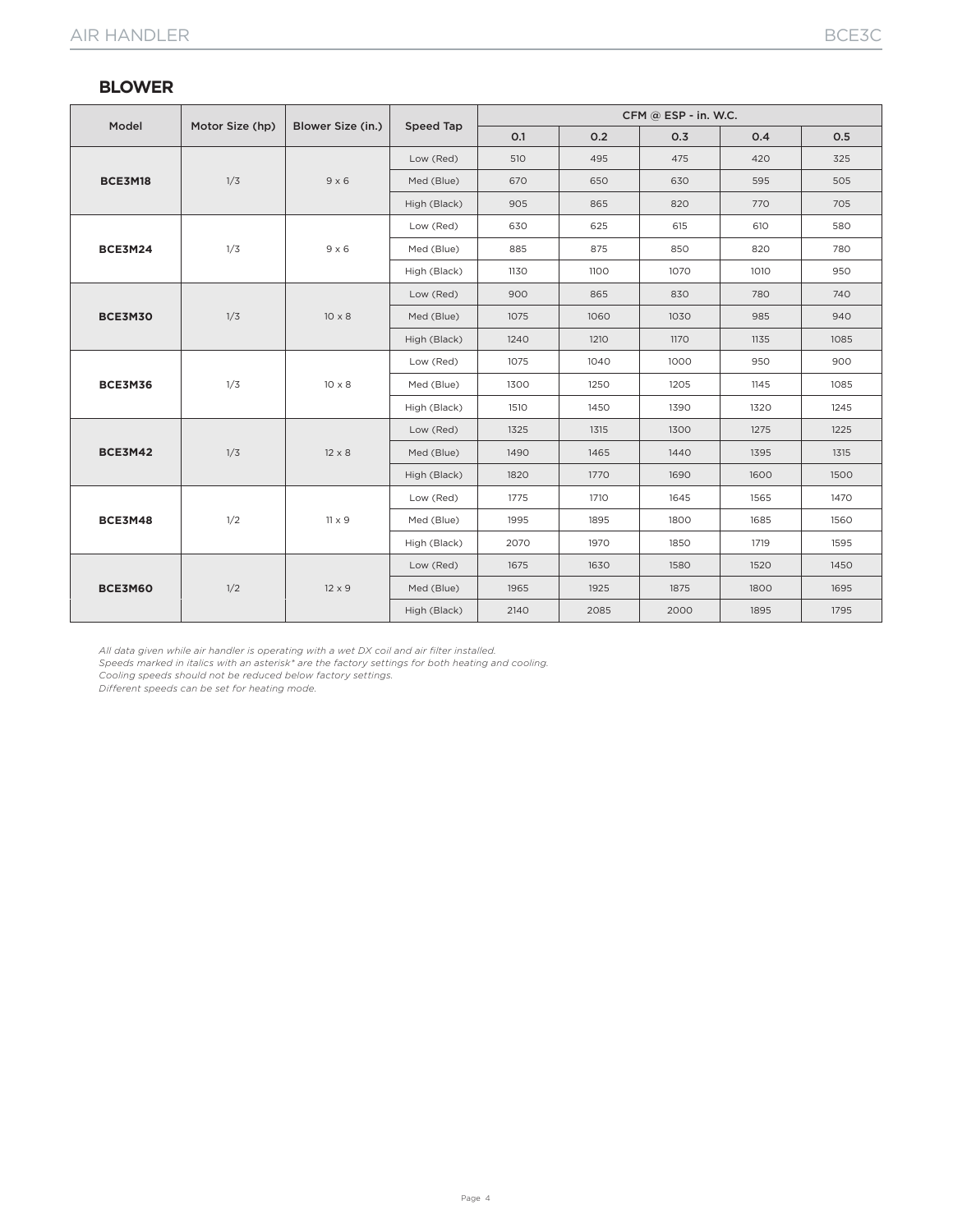## BLOWER

| Model | Motor Size (hp) | Blower Size (in.) | Speed Tap | CFM @ ESP - in. W.C. | | | | |
|---|---|---|---|---|---|---|---|---|
| | | | | 0.1 | 0.2 | 0.3 | 0.4 | 0.5 |
| **BCE3M18** | 1/3 | 9 x 6 | Low (Red) | 510 | 495 | 475 | 420 | 325 |
| | | | Med (Blue) | 670 | 650 | 630 | 595 | 505 |
| | | | High (Black) | 905 | 865 | 820 | 770 | 705 |
| **BCE3M24** | 1/3 | 9 x 6 | Low (Red) | 630 | 625 | 615 | 610 | 580 |
| | | | Med (Blue) | 885 | 875 | 850 | 820 | 780 |
| | | | High (Black) | 1130 | 1100 | 1070 | 1010 | 950 |
| **BCE3M30** | 1/3 | 10 x 8 | Low (Red) | 900 | 865 | 830 | 780 | 740 |
| | | | Med (Blue) | 1075 | 1060 | 1030 | 985 | 940 |
| | | | High (Black) | 1240 | 1210 | 1170 | 1135 | 1085 |
| **BCE3M36** | 1/3 | 10 x 8 | Low (Red) | 1075 | 1040 | 1000 | 950 | 900 |
| | | | Med (Blue) | 1300 | 1250 | 1205 | 1145 | 1085 |
| | | | High (Black) | 1510 | 1450 | 1390 | 1320 | 1245 |
| **BCE3M42** | 1/3 | 12 x 8 | Low (Red) | 1325 | 1315 | 1300 | 1275 | 1225 |
| | | | Med (Blue) | 1490 | 1465 | 1440 | 1395 | 1315 |
| | | | High (Black) | 1820 | 1770 | 1690 | 1600 | 1500 |
| **BCE3M48** | 1/2 | 11 x 9 | Low (Red) | 1775 | 1710 | 1645 | 1565 | 1470 |
| | | | Med (Blue) | 1995 | 1895 | 1800 | 1685 | 1560 |
| | | | High (Black) | 2070 | 1970 | 1850 | 1719 | 1595 |
| **BCE3M60** | 1/2 | 12 x 9 | Low (Red) | 1675 | 1630 | 1580 | 1520 | 1450 |
| | | | Med (Blue) | 1965 | 1925 | 1875 | 1800 | 1695 |
| | | | High (Black) | 2140 | 2085 | 2000 | 1895 | 1795 |

*All data given while air handler is operating with a wet DX coil and air filter installed.*
*Speeds marked in italics with an asterisk* are the factory settings for both heating and cooling.*
*Cooling speeds should not be reduced below factory settings.*
*Different speeds can be set for heating mode.*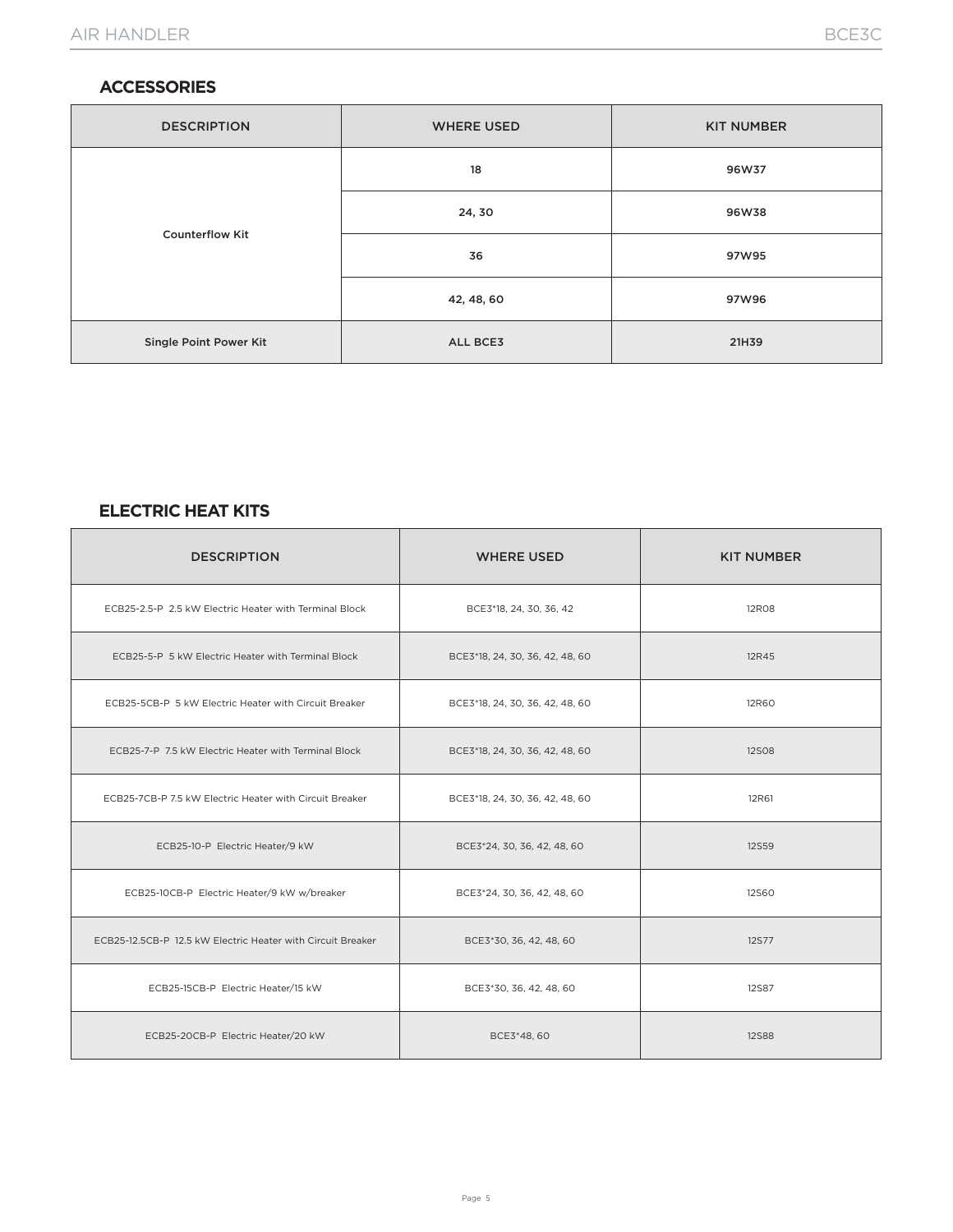## ACCESSORIES

| DESCRIPTION | WHERE USED | KIT NUMBER |
|---|---|---|
| Counterflow Kit | 18 | 96W37 |
| | 24, 30 | 96W38 |
| | 36 | 97W95 |
| | 42, 48, 60 | 97W96 |
| Single Point Power Kit | ALL BCE3 | 21H39 |

## ELECTRIC HEAT KITS

| DESCRIPTION | WHERE USED | KIT NUMBER |
|---|---|---|
| ECB25-2.5-P 2.5 kW Electric Heater with Terminal Block | BCE3*18, 24, 30, 36, 42 | 12R08 |
| ECB25-5-P 5 kW Electric Heater with Terminal Block | BCE3*18, 24, 30, 36, 42, 48, 60 | 12R45 |
| ECB25-5CB-P 5 kW Electric Heater with Circuit Breaker | BCE3*18, 24, 30, 36, 42, 48, 60 | 12R60 |
| ECB25-7-P 7.5 kW Electric Heater with Terminal Block | BCE3*18, 24, 30, 36, 42, 48, 60 | 12S08 |
| ECB25-7CB-P 7.5 kW Electric Heater with Circuit Breaker | BCE3*18, 24, 30, 36, 42, 48, 60 | 12R61 |
| ECB25-10-P Electric Heater/9 kW | BCE3*24, 30, 36, 42, 48, 60 | 12S59 |
| ECB25-10CB-P Electric Heater/9 kW w/breaker | BCE3*24, 30, 36, 42, 48, 60 | 12S60 |
| ECB25-12.5CB-P 12.5 kW Electric Heater with Circuit Breaker | BCE3*30, 36, 42, 48, 60 | 12S77 |
| ECB25-15CB-P Electric Heater/15 kW | BCE3*30, 36, 42, 48, 60 | 12S87 |
| ECB25-20CB-P Electric Heater/20 kW | BCE3*48, 60 | 12S88 |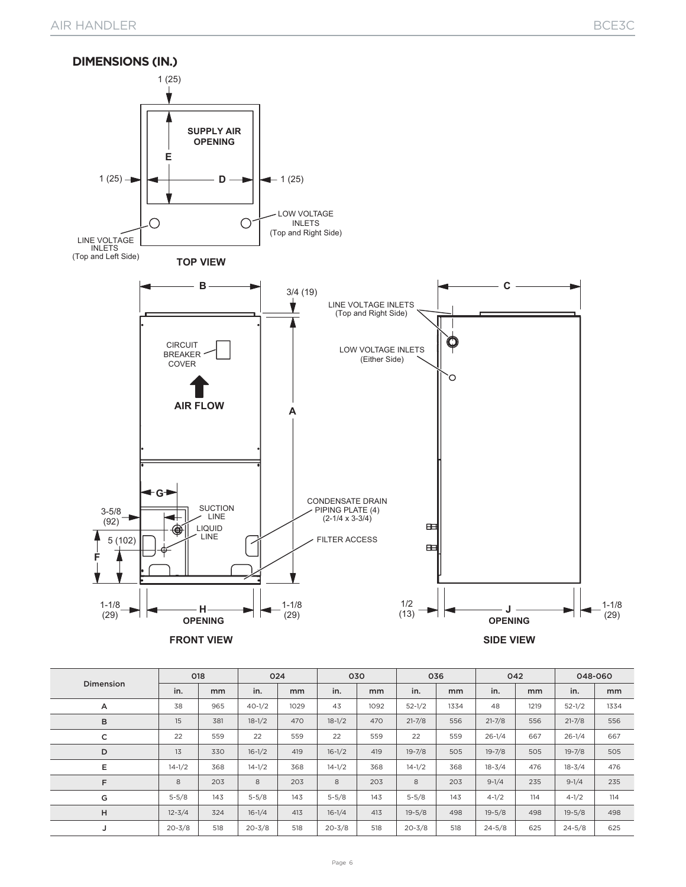## DIMENSIONS (IN.)

TOP VIEW

1 (25)

SUPPLY AIR OPENING

E

D

1 (25)

1 (25)

LINE VOLTAGE INLETS (Top and Left Side)

LOW VOLTAGE INLETS (Top and Right Side)

FRONT VIEW

B

3/4 (19)

A

CIRCUIT BREAKER COVER

AIR FLOW

G

3-5/8 (92)

5 (102)

F

SUCTION LINE

LIQUID LINE

CONDENSATE DRAIN PIPING PLATE (4) (2-1/4 x 3-3/4)

FILTER ACCESS

1-1/8 (29)

H OPENING

1-1/8 (29)

SIDE VIEW

C

LINE VOLTAGE INLETS (Top and Right Side)

LOW VOLTAGE INLETS (Either Side)

1/2 (13)

J OPENING

1-1/8 (29)

| Dimension | 018 | | 024 | | 030 | | 036 | | 042 | | 048-060 | |
|---|---|---|---|---|---|---|---|---|---|---|---|---|
| | in. | mm | in. | mm | in. | mm | in. | mm | in. | mm | in. | mm |
| A | 38 | 965 | 40-1/2 | 1029 | 43 | 1092 | 52-1/2 | 1334 | 48 | 1219 | 52-1/2 | 1334 |
| B | 15 | 381 | 18-1/2 | 470 | 18-1/2 | 470 | 21-7/8 | 556 | 21-7/8 | 556 | 21-7/8 | 556 |
| C | 22 | 559 | 22 | 559 | 22 | 559 | 22 | 559 | 26-1/4 | 667 | 26-1/4 | 667 |
| D | 13 | 330 | 16-1/2 | 419 | 16-1/2 | 419 | 19-7/8 | 505 | 19-7/8 | 505 | 19-7/8 | 505 |
| E | 14-1/2 | 368 | 14-1/2 | 368 | 14-1/2 | 368 | 14-1/2 | 368 | 18-3/4 | 476 | 18-3/4 | 476 |
| F | 8 | 203 | 8 | 203 | 8 | 203 | 8 | 203 | 9-1/4 | 235 | 9-1/4 | 235 |
| G | 5-5/8 | 143 | 5-5/8 | 143 | 5-5/8 | 143 | 5-5/8 | 143 | 4-1/2 | 114 | 4-1/2 | 114 |
| H | 12-3/4 | 324 | 16-1/4 | 413 | 16-1/4 | 413 | 19-5/8 | 498 | 19-5/8 | 498 | 19-5/8 | 498 |
| J | 20-3/8 | 518 | 20-3/8 | 518 | 20-3/8 | 518 | 20-3/8 | 518 | 24-5/8 | 625 | 24-5/8 | 625 |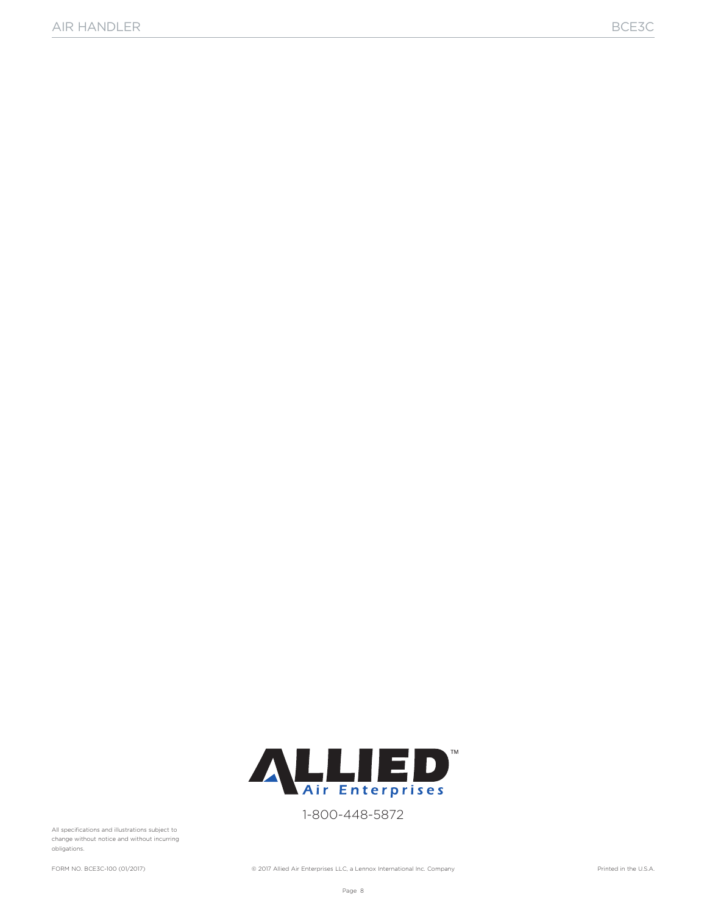ALLIED™

Air Enterprises

1-800-448-5872

All specifications and illustrations subject to change without notice and without incurring obligations.

FORM NO. BCE3C-100 (01/2017)

© 2017 Allied Air Enterprises LLC, a Lennox International Inc. Company

Printed in the U.S.A.